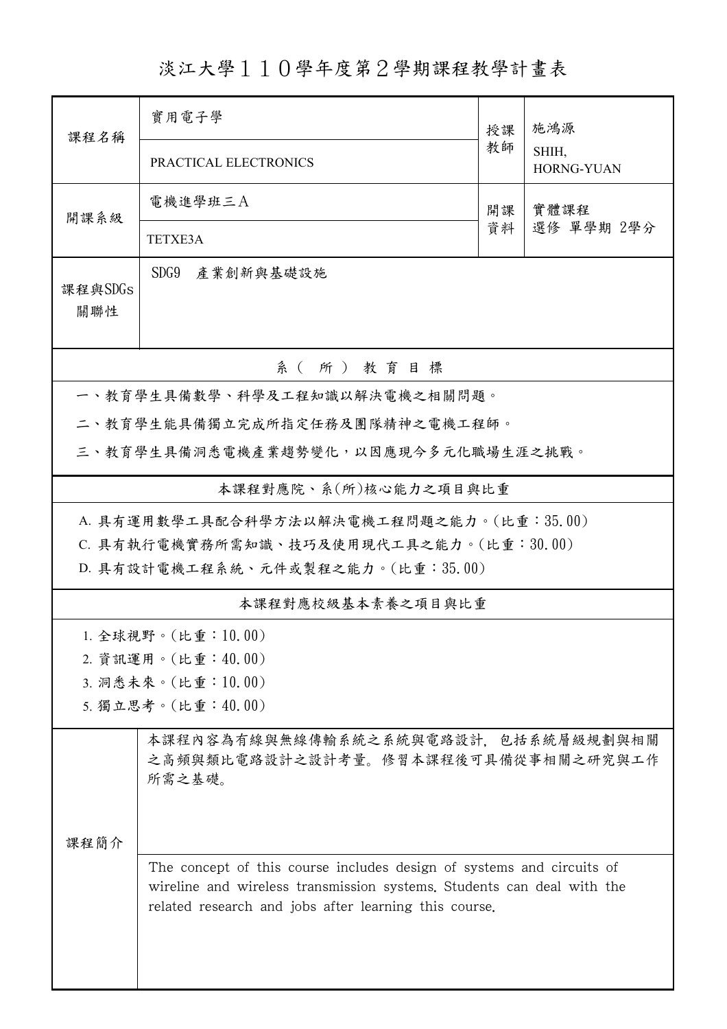# 淡江大學１１０學年度第２學期課程教學計畫表

| 課程名稱 | 實用電子學 | 授課教師 | 施鴻源 |
|---|---|---|---|
| | PRACTICAL ELECTRONICS | | SHIH, HORNG-YUAN |
| 開課系級 | 電機進學班三A | 開課資料 | 實體課程<br>選修 單學期 2學分 |
| | TETXE3A | | |
| 課程與SDGs關聯性 | SDG9 產業創新與基礎設施 | | |

## 系（所）教育目標

一、教育學生具備數學、科學及工程知識以解決電機之相關問題。

二、教育學生能具備獨立完成所指定任務及團隊精神之電機工程師。

三、教育學生具備洞悉電機產業趨勢變化，以因應現今多元化職場生涯之挑戰。

## 本課程對應院、系(所)核心能力之項目與比重

A. 具有運用數學工具配合科學方法以解決電機工程問題之能力。(比重：35.00)

C. 具有執行電機實務所需知識、技巧及使用現代工具之能力。(比重：30.00)

D. 具有設計電機工程系統、元件或製程之能力。(比重：35.00)

## 本課程對應校級基本素養之項目與比重

1. 全球視野。(比重：10.00)
2. 資訊運用。(比重：40.00)
3. 洞悉未來。(比重：10.00)
5. 獨立思考。(比重：40.00)

## 課程簡介

本課程內容為有線與無線傳輸系統之系統與電路設計，包括系統層級規劃與相關之高頻與類比電路設計之設計考量。修習本課程後可具備從事相關之研究與工作所需之基礎。

The concept of this course includes design of systems and circuits of wireline and wireless transmission systems. Students can deal with the related research and jobs after learning this course.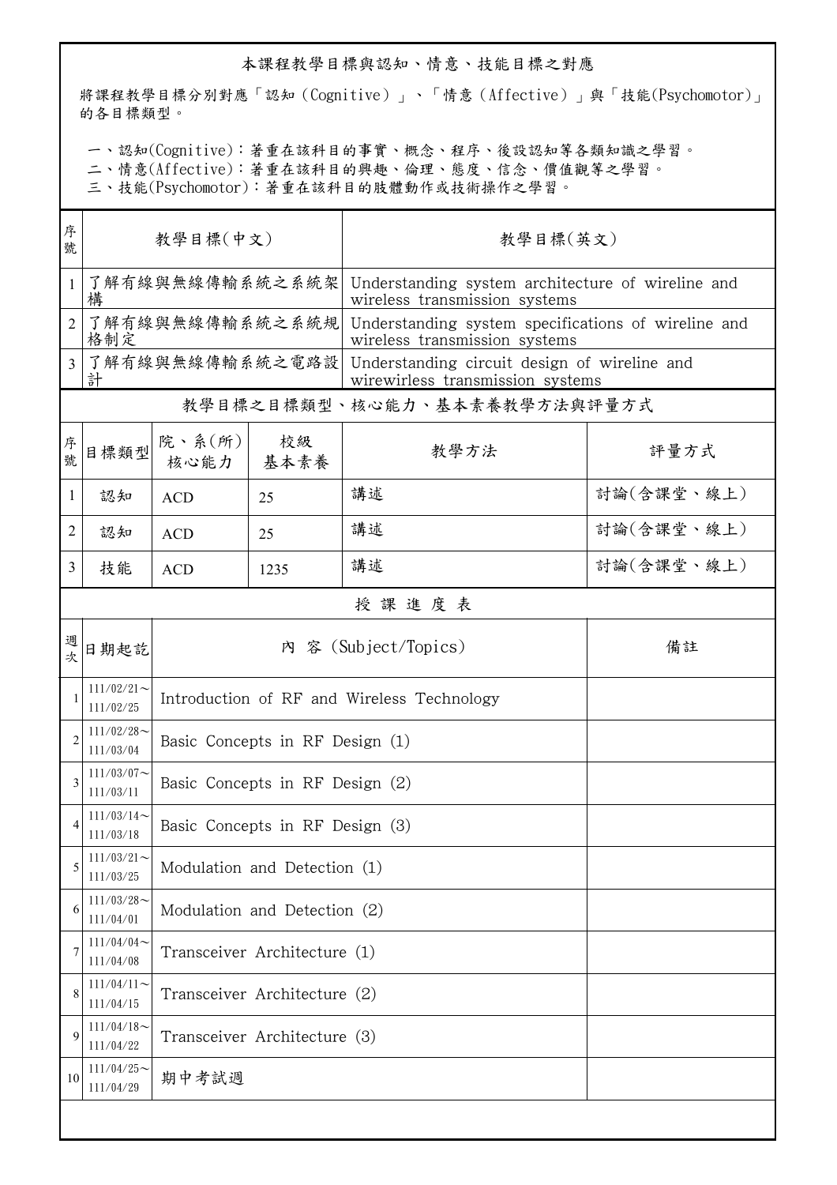## 本課程教學目標與認知、情意、技能目標之對應

將課程教學目標分別對應「認知（Cognitive）」、「情意（Affective）」與「技能(Psychomotor)」的各目標類型。

一、認知(Cognitive)：著重在該科目的事實、概念、程序、後設認知等各類知識之學習。
二、情意(Affective)：著重在該科目的興趣、倫理、態度、信念、價值觀等之學習。
三、技能(Psychomotor)：著重在該科目的肢體動作或技術操作之學習。

| 序號 | 教學目標(中文) | 教學目標(英文) |
|---|---|---|
| 1 | 了解有線與無線傳輸系統之系統架構 | Understanding system architecture of wireline and wireless transmission systems |
| 2 | 了解有線與無線傳輸系統之系統規格制定 | Understanding system specifications of wireline and wireless transmission systems |
| 3 | 了解有線與無線傳輸系統之電路設計 | Understanding circuit design of wireline and wirewirless transmission systems |

## 教學目標之目標類型、核心能力、基本素養教學方法與評量方式

| 序號 | 目標類型 | 院、系(所)核心能力 | 校級基本素養 | 教學方法 | 評量方式 |
|---|---|---|---|---|---|
| 1 | 認知 | ACD | 25 | 講述 | 討論(含課堂、線上) |
| 2 | 認知 | ACD | 25 | 講述 | 討論(含課堂、線上) |
| 3 | 技能 | ACD | 1235 | 講述 | 討論(含課堂、線上) |

## 授課進度表

| 週次 | 日期起訖 | 內 容 (Subject/Topics) | 備註 |
|---|---|---|---|
| 1 | 111/02/21～111/02/25 | Introduction of RF and Wireless Technology | |
| 2 | 111/02/28～111/03/04 | Basic Concepts in RF Design (1) | |
| 3 | 111/03/07～111/03/11 | Basic Concepts in RF Design (2) | |
| 4 | 111/03/14～111/03/18 | Basic Concepts in RF Design (3) | |
| 5 | 111/03/21～111/03/25 | Modulation and Detection (1) | |
| 6 | 111/03/28～111/04/01 | Modulation and Detection (2) | |
| 7 | 111/04/04～111/04/08 | Transceiver Architecture (1) | |
| 8 | 111/04/11～111/04/15 | Transceiver Architecture (2) | |
| 9 | 111/04/18～111/04/22 | Transceiver Architecture (3) | |
| 10 | 111/04/25～111/04/29 | 期中考試週 | |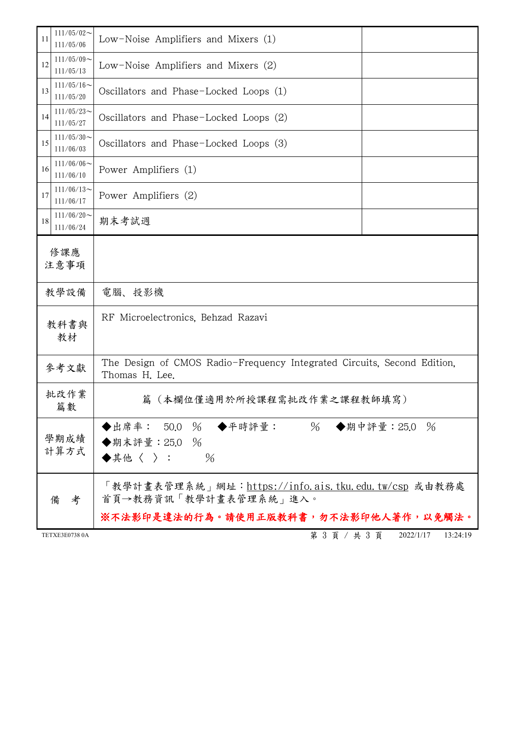| | | | |
|---|---|---|---|
| 11 | 111/05/02～<br>111/05/06 | Low-Noise Amplifiers and Mixers (1) | |
| 12 | 111/05/09～<br>111/05/13 | Low-Noise Amplifiers and Mixers (2) | |
| 13 | 111/05/16～<br>111/05/20 | Oscillators and Phase-Locked Loops (1) | |
| 14 | 111/05/23～<br>111/05/27 | Oscillators and Phase-Locked Loops (2) | |
| 15 | 111/05/30～<br>111/06/03 | Oscillators and Phase-Locked Loops (3) | |
| 16 | 111/06/06～<br>111/06/10 | Power Amplifiers (1) | |
| 17 | 111/06/13～<br>111/06/17 | Power Amplifiers (2) | |
| 18 | 111/06/20～<br>111/06/24 | 期末考試週 | |

| | |
|---|---|
| 修課應注意事項 | |
| 教學設備 | 電腦、投影機 |
| 教科書與教材 | RF Microelectronics, Behzad Razavi |
| 參考文獻 | The Design of CMOS Radio-Frequency Integrated Circuits, Second Edition, Thomas H. Lee. |
| 批改作業篇數 | 篇（本欄位僅適用於所授課程需批改作業之課程教師填寫） |
| 學期成績計算方式 | ◆出席率： 50.0 ％ ◆平時評量： ％ ◆期中評量：25.0 ％<br>◆期末評量：25.0 ％<br>◆其他〈 〉： ％ |
| 備 考 | 「教學計畫表管理系統」網址：https://info.ais.tku.edu.tw/csp 或由教務處首頁→教務資訊「教學計畫表管理系統」進入。<br>**※不法影印是違法的行為。請使用正版教科書，勿不法影印他人著作，以免觸法。** |

TETXE3E0738 0A

2022/1/17 13:24:19